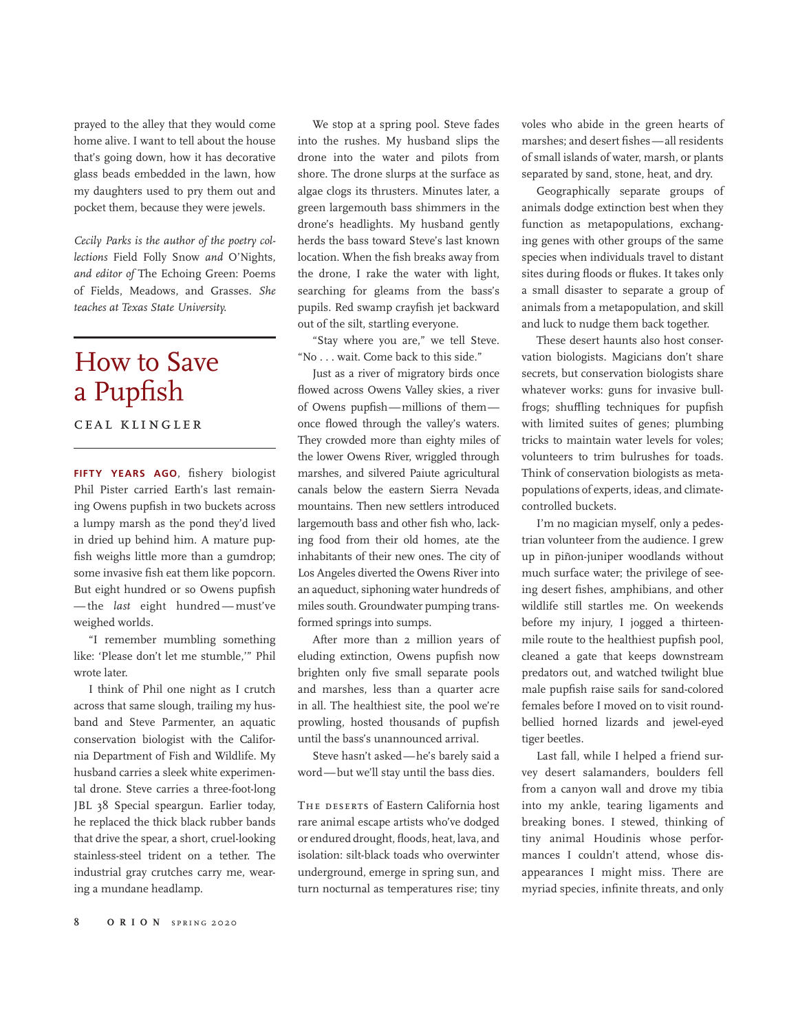prayed to the alley that they would come home alive. I want to tell about the house that's going down, how it has decorative glass beads embedded in the lawn, how my daughters used to pry them out and pocket them, because they were jewels.

*Cecily Parks is the author of the poetry collections* Field Folly Snow *and* O'Nights, *and editor of* The Echoing Green: Poems of Fields, Meadows, and Grasses. *She teaches at Texas State University.*

# How to Save a Pupfish

## CEAL KLINGLER

**FIFTY YEARS AGO**, fishery biologist Phil Pister carried Earth's last remaining Owens pupfish in two buckets across a lumpy marsh as the pond they'd lived in dried up behind him. A mature pupfish weighs little more than a gumdrop; some invasive fish eat them like popcorn. But eight hundred or so Owens pupfish—the *last* eight hundred—must've weighed worlds.

"I remember mumbling something like: 'Please don't let me stumble,'" Phil wrote later.

I think of Phil one night as I crutch across that same slough, trailing my husband and Steve Parmenter, an aquatic conservation biologist with the California Department of Fish and Wildlife. My husband carries a sleek white experimental drone. Steve carries a three-foot-long JBL 38 Special speargun. Earlier today, he replaced the thick black rubber bands that drive the spear, a short, cruel-looking stainless-steel trident on a tether. The industrial gray crutches carry me, wearing a mundane headlamp.

We stop at a spring pool. Steve fades into the rushes. My husband slips the drone into the water and pilots from shore. The drone slurps at the surface as algae clogs its thrusters. Minutes later, a green largemouth bass shimmers in the drone's headlights. My husband gently herds the bass toward Steve's last known location. When the fish breaks away from the drone, I rake the water with light, searching for gleams from the bass's pupils. Red swamp crayfish jet backward out of the silt, startling everyone.

"Stay where you are," we tell Steve. "No . . . wait. Come back to this side."

Just as a river of migratory birds once flowed across Owens Valley skies, a river of Owens pupfish—millions of them—once flowed through the valley's waters. They crowded more than eighty miles of the lower Owens River, wriggled through marshes, and silvered Paiute agricultural canals below the eastern Sierra Nevada mountains. Then new settlers introduced largemouth bass and other fish who, lacking food from their old homes, ate the inhabitants of their new ones. The city of Los Angeles diverted the Owens River into an aqueduct, siphoning water hundreds of miles south. Groundwater pumping transformed springs into sumps.

After more than 2 million years of eluding extinction, Owens pupfish now brighten only five small separate pools and marshes, less than a quarter acre in all. The healthiest site, the pool we're prowling, hosted thousands of pupfish until the bass's unannounced arrival.

Steve hasn't asked—he's barely said a word—but we'll stay until the bass dies.

THE DESERTS of Eastern California host rare animal escape artists who've dodged or endured drought, floods, heat, lava, and isolation: silt-black toads who overwinter underground, emerge in spring sun, and turn nocturnal as temperatures rise; tiny voles who abide in the green hearts of marshes; and desert fishes—all residents of small islands of water, marsh, or plants separated by sand, stone, heat, and dry.

Geographically separate groups of animals dodge extinction best when they function as metapopulations, exchanging genes with other groups of the same species when individuals travel to distant sites during floods or flukes. It takes only a small disaster to separate a group of animals from a metapopulation, and skill and luck to nudge them back together.

These desert haunts also host conservation biologists. Magicians don't share secrets, but conservation biologists share whatever works: guns for invasive bullfrogs; shuffling techniques for pupfish with limited suites of genes; plumbing tricks to maintain water levels for voles; volunteers to trim bulrushes for toads. Think of conservation biologists as metapopulations of experts, ideas, and climate-controlled buckets.

I'm no magician myself, only a pedestrian volunteer from the audience. I grew up in piñon-juniper woodlands without much surface water; the privilege of seeing desert fishes, amphibians, and other wildlife still startles me. On weekends before my injury, I jogged a thirteen-mile route to the healthiest pupfish pool, cleaned a gate that keeps downstream predators out, and watched twilight blue male pupfish raise sails for sand-colored females before I moved on to visit round-bellied horned lizards and jewel-eyed tiger beetles.

Last fall, while I helped a friend survey desert salamanders, boulders fell from a canyon wall and drove my tibia into my ankle, tearing ligaments and breaking bones. I stewed, thinking of tiny animal Houdinis whose performances I couldn't attend, whose disappearances I might miss. There are myriad species, infinite threats, and only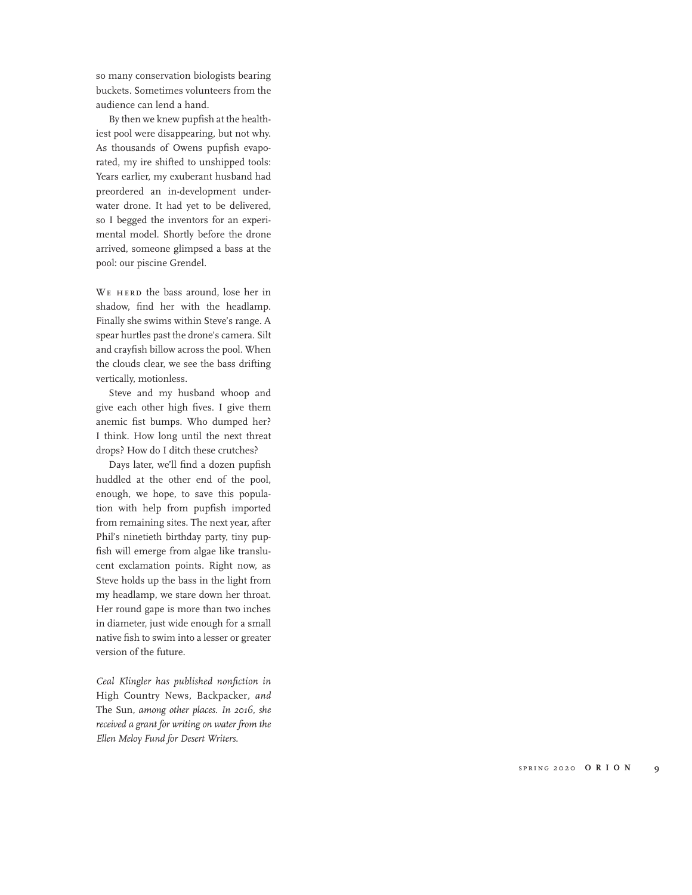so many conservation biologists bearing buckets. Sometimes volunteers from the audience can lend a hand.

By then we knew pupfish at the healthiest pool were disappearing, but not why. As thousands of Owens pupfish evaporated, my ire shifted to unshipped tools: Years earlier, my exuberant husband had preordered an in-development underwater drone. It had yet to be delivered, so I begged the inventors for an experimental model. Shortly before the drone arrived, someone glimpsed a bass at the pool: our piscine Grendel.

We herd the bass around, lose her in shadow, find her with the headlamp. Finally she swims within Steve's range. A spear hurtles past the drone's camera. Silt and crayfish billow across the pool. When the clouds clear, we see the bass drifting vertically, motionless.

Steve and my husband whoop and give each other high fives. I give them anemic fist bumps. Who dumped her? I think. How long until the next threat drops? How do I ditch these crutches?

Days later, we'll find a dozen pupfish huddled at the other end of the pool, enough, we hope, to save this population with help from pupfish imported from remaining sites. The next year, after Phil's ninetieth birthday party, tiny pupfish will emerge from algae like translucent exclamation points. Right now, as Steve holds up the bass in the light from my headlamp, we stare down her throat. Her round gape is more than two inches in diameter, just wide enough for a small native fish to swim into a lesser or greater version of the future.

*Ceal Klingler has published nonfiction in* High Country News*,* Backpacker*, and* The Sun*, among other places. In 2016, she received a grant for writing on water from the Ellen Meloy Fund for Desert Writers.*